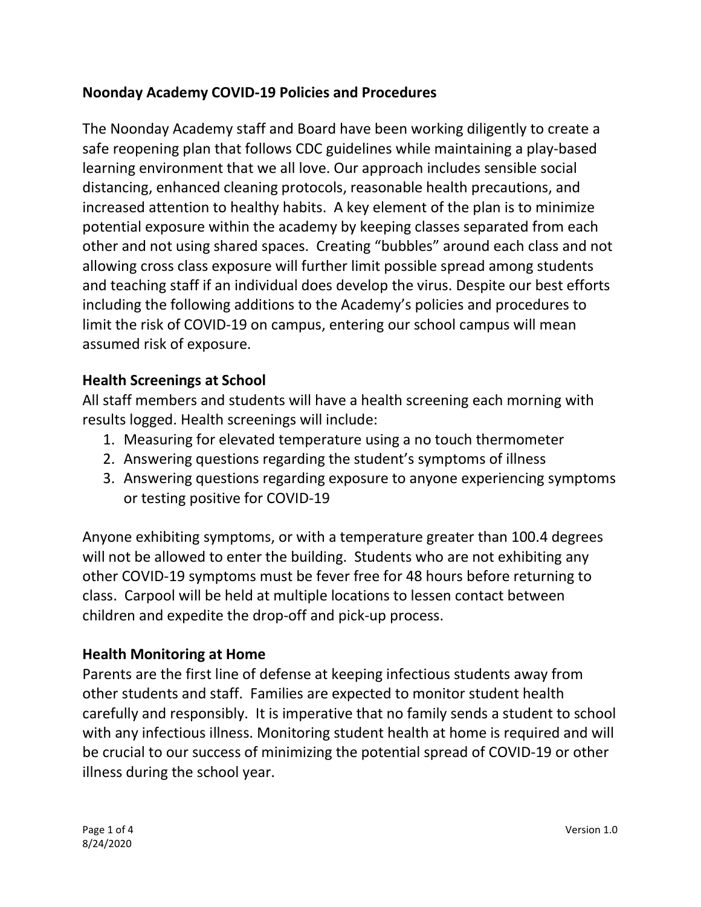# Noonday Academy COVID-19 Policies and Procedures

The Noonday Academy staff and Board have been working diligently to create a safe reopening plan that follows CDC guidelines while maintaining a play-based learning environment that we all love. Our approach includes sensible social distancing, enhanced cleaning protocols, reasonable health precautions, and increased attention to healthy habits. A key element of the plan is to minimize potential exposure within the academy by keeping classes separated from each other and not using shared spaces. Creating "bubbles" around each class and not allowing cross class exposure will further limit possible spread among students and teaching staff if an individual does develop the virus. Despite our best efforts including the following additions to the Academy's policies and procedures to limit the risk of COVID-19 on campus, entering our school campus will mean assumed risk of exposure.

## Health Screenings at School

All staff members and students will have a health screening each morning with results logged. Health screenings will include:

1. Measuring for elevated temperature using a no touch thermometer
2. Answering questions regarding the student's symptoms of illness
3. Answering questions regarding exposure to anyone experiencing symptoms or testing positive for COVID-19

Anyone exhibiting symptoms, or with a temperature greater than 100.4 degrees will not be allowed to enter the building. Students who are not exhibiting any other COVID-19 symptoms must be fever free for 48 hours before returning to class. Carpool will be held at multiple locations to lessen contact between children and expedite the drop-off and pick-up process.

## Health Monitoring at Home

Parents are the first line of defense at keeping infectious students away from other students and staff. Families are expected to monitor student health carefully and responsibly. It is imperative that no family sends a student to school with any infectious illness. Monitoring student health at home is required and will be crucial to our success of minimizing the potential spread of COVID-19 or other illness during the school year.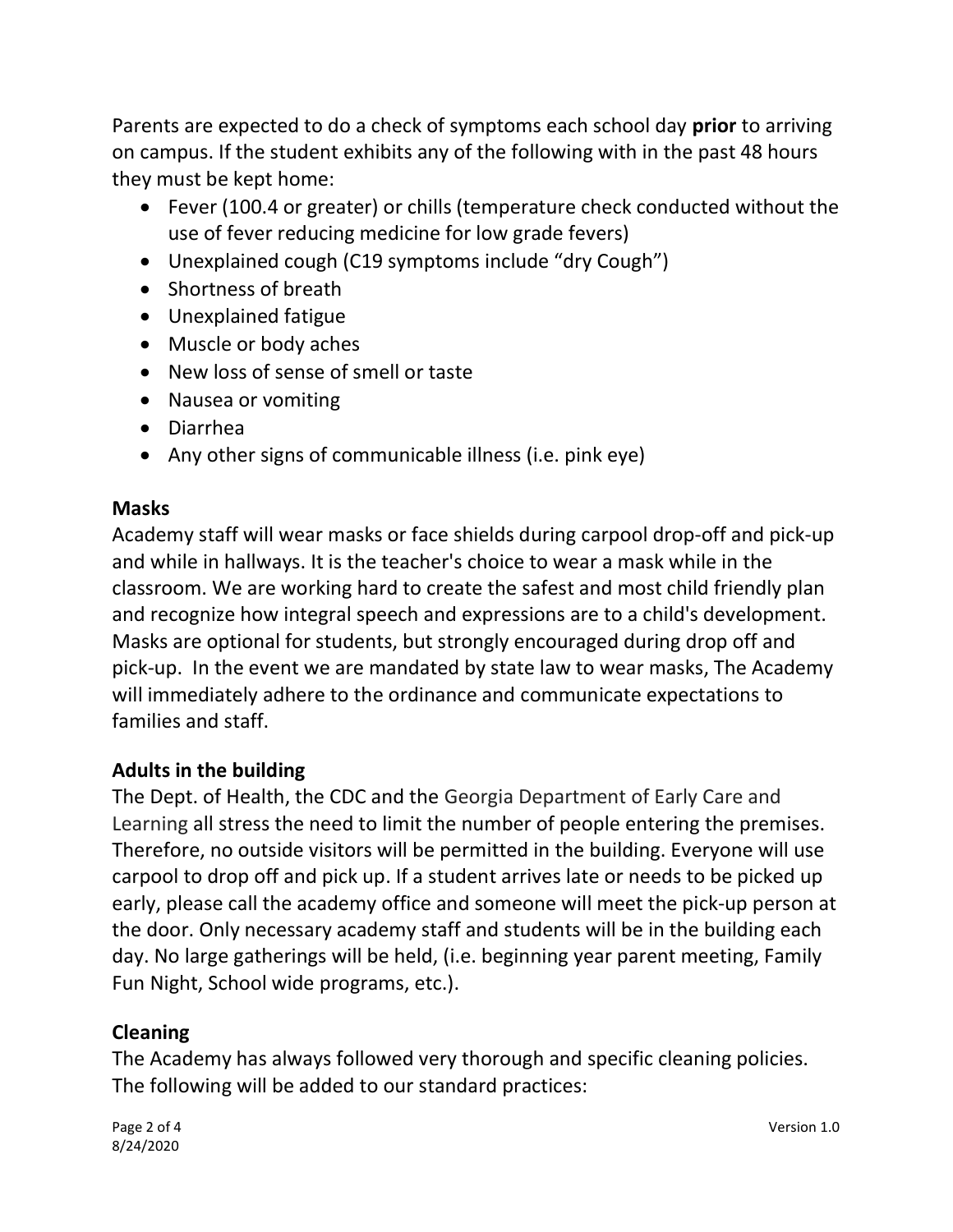Parents are expected to do a check of symptoms each school day **prior** to arriving on campus. If the student exhibits any of the following with in the past 48 hours they must be kept home:

- Fever (100.4 or greater) or chills (temperature check conducted without the use of fever reducing medicine for low grade fevers)
- Unexplained cough (C19 symptoms include "dry Cough")
- Shortness of breath
- Unexplained fatigue
- Muscle or body aches
- New loss of sense of smell or taste
- Nausea or vomiting
- Diarrhea
- Any other signs of communicable illness (i.e. pink eye)

**Masks**

Academy staff will wear masks or face shields during carpool drop-off and pick-up and while in hallways. It is the teacher's choice to wear a mask while in the classroom. We are working hard to create the safest and most child friendly plan and recognize how integral speech and expressions are to a child's development. Masks are optional for students, but strongly encouraged during drop off and pick-up. In the event we are mandated by state law to wear masks, The Academy will immediately adhere to the ordinance and communicate expectations to families and staff.

**Adults in the building**

The Dept. of Health, the CDC and the Georgia Department of Early Care and Learning all stress the need to limit the number of people entering the premises. Therefore, no outside visitors will be permitted in the building. Everyone will use carpool to drop off and pick up. If a student arrives late or needs to be picked up early, please call the academy office and someone will meet the pick-up person at the door. Only necessary academy staff and students will be in the building each day. No large gatherings will be held, (i.e. beginning year parent meeting, Family Fun Night, School wide programs, etc.).

**Cleaning**

The Academy has always followed very thorough and specific cleaning policies. The following will be added to our standard practices: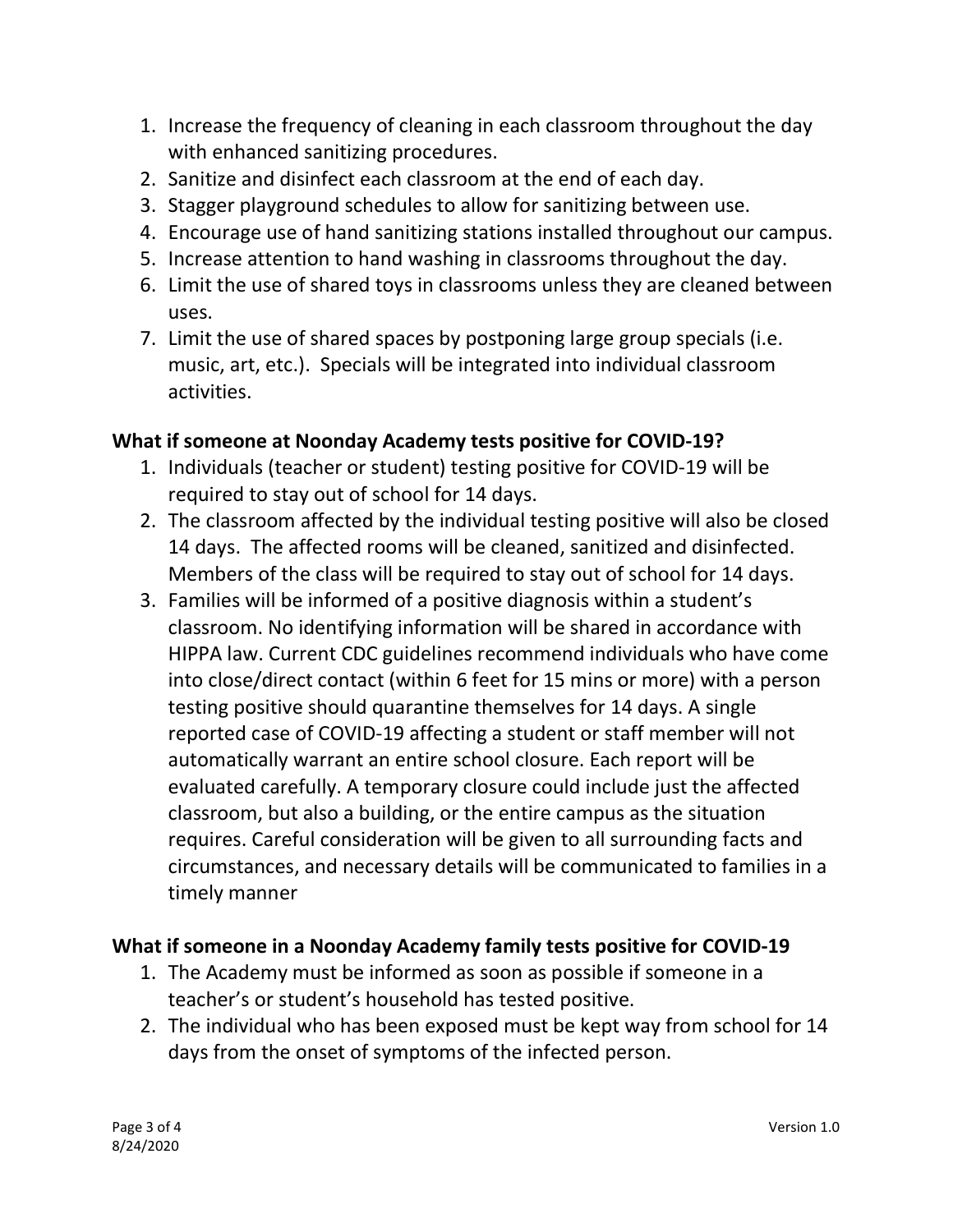1. Increase the frequency of cleaning in each classroom throughout the day with enhanced sanitizing procedures.
2. Sanitize and disinfect each classroom at the end of each day.
3. Stagger playground schedules to allow for sanitizing between use.
4. Encourage use of hand sanitizing stations installed throughout our campus.
5. Increase attention to hand washing in classrooms throughout the day.
6. Limit the use of shared toys in classrooms unless they are cleaned between uses.
7. Limit the use of shared spaces by postponing large group specials (i.e. music, art, etc.). Specials will be integrated into individual classroom activities.

**What if someone at Noonday Academy tests positive for COVID-19?**

1. Individuals (teacher or student) testing positive for COVID-19 will be required to stay out of school for 14 days.
2. The classroom affected by the individual testing positive will also be closed 14 days. The affected rooms will be cleaned, sanitized and disinfected. Members of the class will be required to stay out of school for 14 days.
3. Families will be informed of a positive diagnosis within a student's classroom. No identifying information will be shared in accordance with HIPPA law. Current CDC guidelines recommend individuals who have come into close/direct contact (within 6 feet for 15 mins or more) with a person testing positive should quarantine themselves for 14 days. A single reported case of COVID-19 affecting a student or staff member will not automatically warrant an entire school closure. Each report will be evaluated carefully. A temporary closure could include just the affected classroom, but also a building, or the entire campus as the situation requires. Careful consideration will be given to all surrounding facts and circumstances, and necessary details will be communicated to families in a timely manner

**What if someone in a Noonday Academy family tests positive for COVID-19**

1. The Academy must be informed as soon as possible if someone in a teacher's or student's household has tested positive.
2. The individual who has been exposed must be kept way from school for 14 days from the onset of symptoms of the infected person.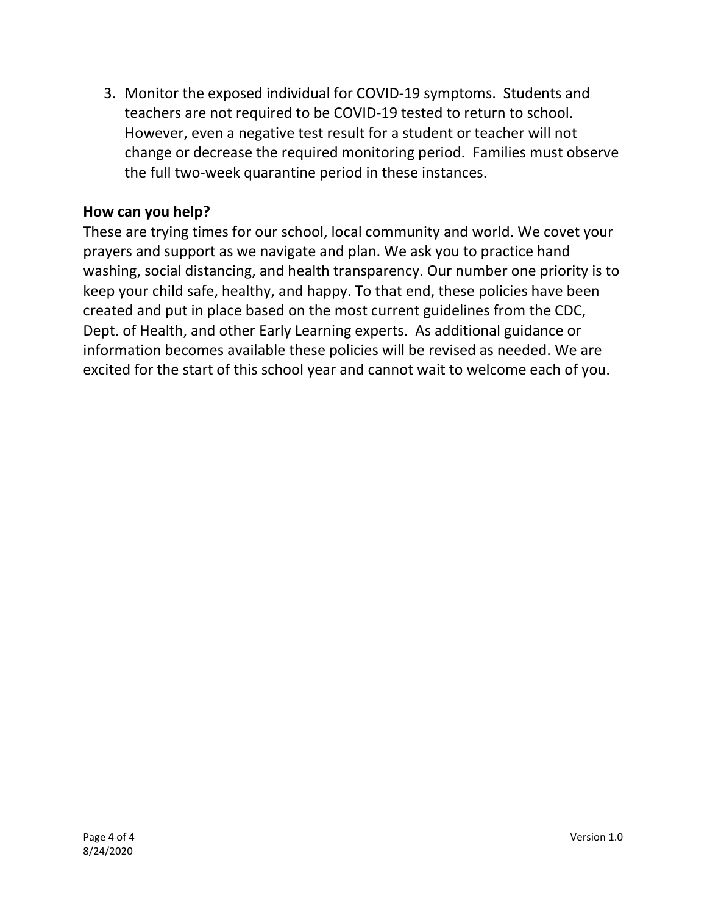3. Monitor the exposed individual for COVID-19 symptoms. Students and teachers are not required to be COVID-19 tested to return to school. However, even a negative test result for a student or teacher will not change or decrease the required monitoring period. Families must observe the full two-week quarantine period in these instances.

**How can you help?**

These are trying times for our school, local community and world. We covet your prayers and support as we navigate and plan. We ask you to practice hand washing, social distancing, and health transparency. Our number one priority is to keep your child safe, healthy, and happy. To that end, these policies have been created and put in place based on the most current guidelines from the CDC, Dept. of Health, and other Early Learning experts. As additional guidance or information becomes available these policies will be revised as needed. We are excited for the start of this school year and cannot wait to welcome each of you.